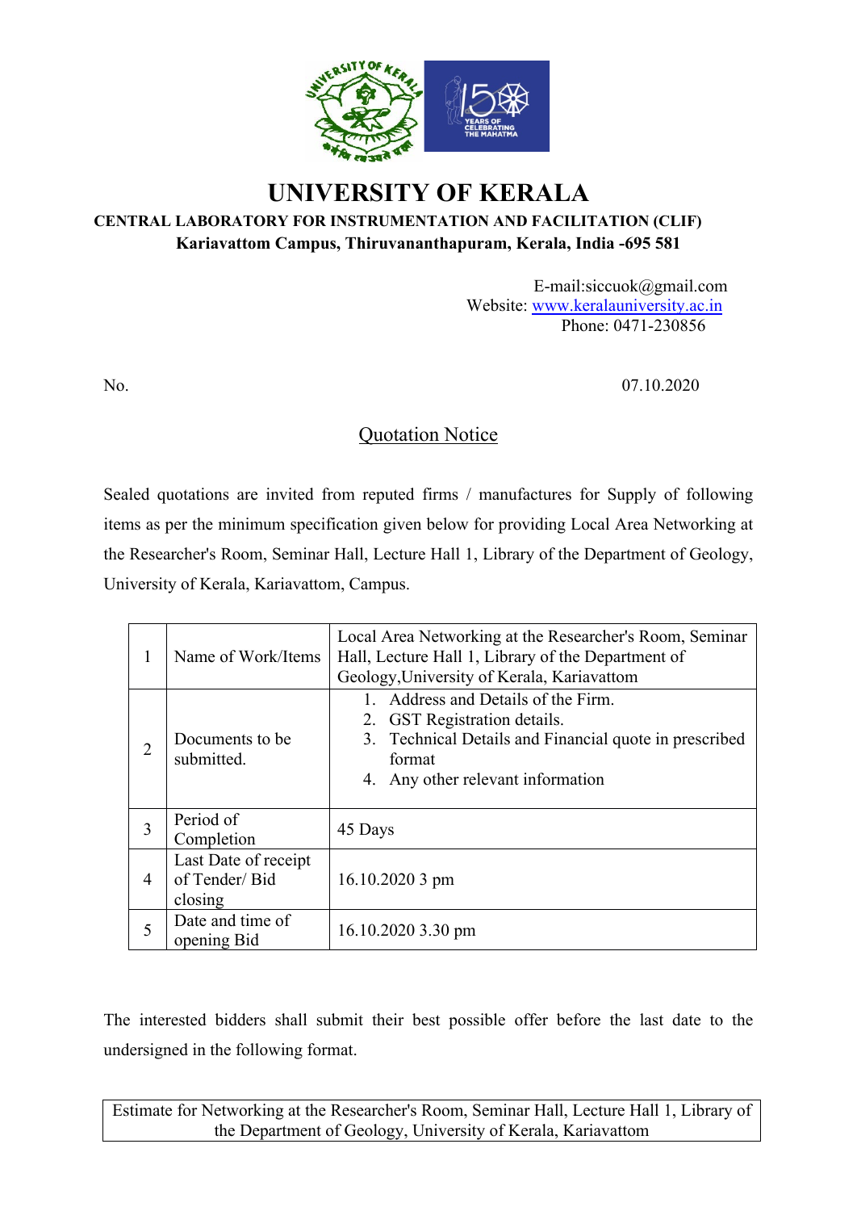# UNIVERSITY OF KERALA

**CENTRAL LABORATORY FOR INSTRUMENTATION AND FACILITATION (CLIF)**
**Kariavattom Campus, Thiruvananthapuram, Kerala, India -695 581**

E-mail:siccuok@gmail.com
Website: www.keralauniversity.ac.in
Phone: 0471-230856

No. 07.10.2020

## Quotation Notice

Sealed quotations are invited from reputed firms / manufactures for Supply of following items as per the minimum specification given below for providing Local Area Networking at the Researcher's Room, Seminar Hall, Lecture Hall 1, Library of the Department of Geology, University of Kerala, Kariavattom, Campus.

| | | |
|---|---|---|
| 1 | Name of Work/Items | Local Area Networking at the Researcher's Room, Seminar Hall, Lecture Hall 1, Library of the Department of Geology,University of Kerala, Kariavattom |
| 2 | Documents to be submitted. | 1. Address and Details of the Firm.<br>2. GST Registration details.<br>3. Technical Details and Financial quote in prescribed format<br>4. Any other relevant information |
| 3 | Period of Completion | 45 Days |
| 4 | Last Date of receipt of Tender/ Bid closing | 16.10.2020 3 pm |
| 5 | Date and time of opening Bid | 16.10.2020 3.30 pm |

The interested bidders shall submit their best possible offer before the last date to the undersigned in the following format.

| Estimate for Networking at the Researcher's Room, Seminar Hall, Lecture Hall 1, Library of the Department of Geology, University of Kerala, Kariavattom |
|---|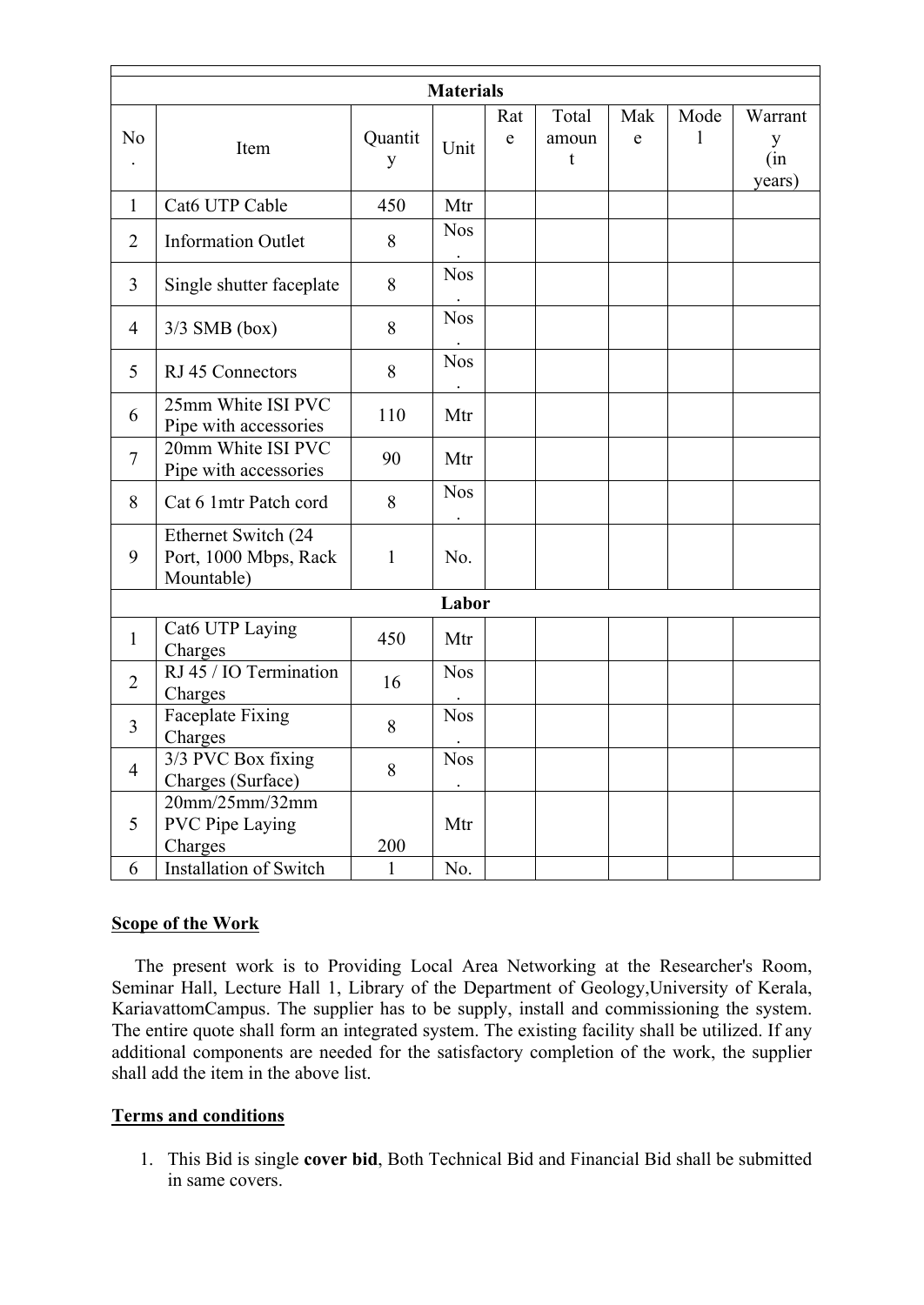| No. | Item | Quantity | Unit | Rate | Total amount | Make | Model | Warranty (in years) |
|---|---|---|---|---|---|---|---|---|
| **Materials** | | | | | | | | |
| 1 | Cat6 UTP Cable | 450 | Mtr | | | | | |
| 2 | Information Outlet | 8 | Nos. | | | | | |
| 3 | Single shutter faceplate | 8 | Nos. | | | | | |
| 4 | 3/3 SMB (box) | 8 | Nos. | | | | | |
| 5 | RJ 45 Connectors | 8 | Nos. | | | | | |
| 6 | 25mm White ISI PVC Pipe with accessories | 110 | Mtr | | | | | |
| 7 | 20mm White ISI PVC Pipe with accessories | 90 | Mtr | | | | | |
| 8 | Cat 6 1mtr Patch cord | 8 | Nos. | | | | | |
| 9 | Ethernet Switch (24 Port, 1000 Mbps, Rack Mountable) | 1 | No. | | | | | |
| **Labor** | | | | | | | | |
| 1 | Cat6 UTP Laying Charges | 450 | Mtr | | | | | |
| 2 | RJ 45 / IO Termination Charges | 16 | Nos. | | | | | |
| 3 | Faceplate Fixing Charges | 8 | Nos. | | | | | |
| 4 | 3/3 PVC Box fixing Charges (Surface) | 8 | Nos. | | | | | |
| 5 | 20mm/25mm/32mm PVC Pipe Laying Charges | 200 | Mtr | | | | | |
| 6 | Installation of Switch | 1 | No. | | | | | |

**Scope of the Work**

The present work is to Providing Local Area Networking at the Researcher's Room, Seminar Hall, Lecture Hall 1, Library of the Department of Geology,University of Kerala, KariavattomCampus. The supplier has to be supply, install and commissioning the system. The entire quote shall form an integrated system. The existing facility shall be utilized. If any additional components are needed for the satisfactory completion of the work, the supplier shall add the item in the above list.

**Terms and conditions**

1. This Bid is single **cover bid**, Both Technical Bid and Financial Bid shall be submitted in same covers.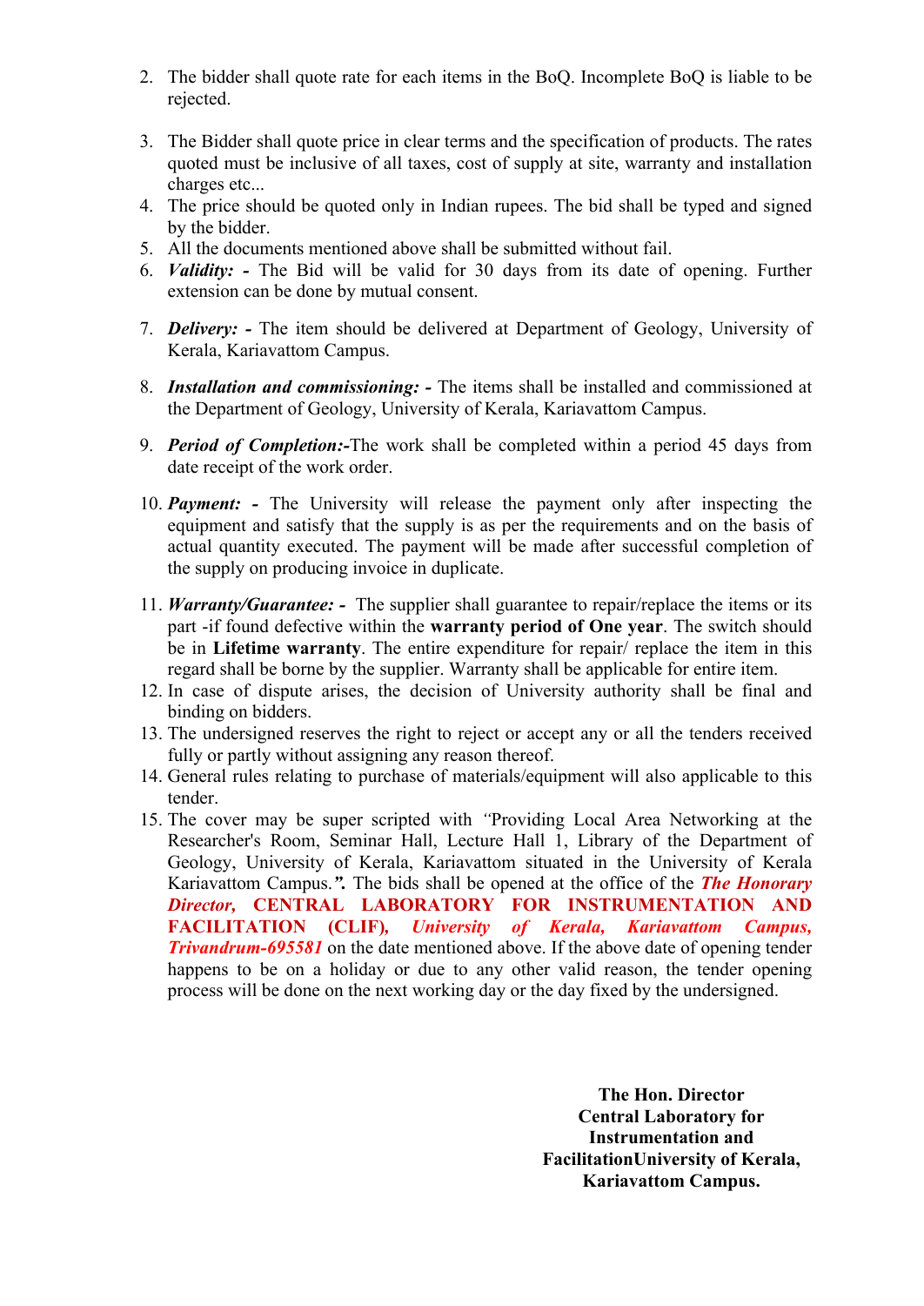2. The bidder shall quote rate for each items in the BoQ. Incomplete BoQ is liable to be rejected.

3. The Bidder shall quote price in clear terms and the specification of products. The rates quoted must be inclusive of all taxes, cost of supply at site, warranty and installation charges etc...
4. The price should be quoted only in Indian rupees. The bid shall be typed and signed by the bidder.
5. All the documents mentioned above shall be submitted without fail.
6. ***Validity: -*** The Bid will be valid for 30 days from its date of opening. Further extension can be done by mutual consent.

7. ***Delivery: -*** The item should be delivered at Department of Geology, University of Kerala, Kariavattom Campus.

8. ***Installation and commissioning: -*** The items shall be installed and commissioned at the Department of Geology, University of Kerala, Kariavattom Campus.

9. ***Period of Completion:-***The work shall be completed within a period 45 days from date receipt of the work order.

10. ***Payment: -*** The University will release the payment only after inspecting the equipment and satisfy that the supply is as per the requirements and on the basis of actual quantity executed. The payment will be made after successful completion of the supply on producing invoice in duplicate.

11. ***Warranty/Guarantee: -*** The supplier shall guarantee to repair/replace the items or its part -if found defective within the **warranty period of One year**. The switch should be in **Lifetime warranty**. The entire expenditure for repair/ replace the item in this regard shall be borne by the supplier. Warranty shall be applicable for entire item.
12. In case of dispute arises, the decision of University authority shall be final and binding on bidders.
13. The undersigned reserves the right to reject or accept any or all the tenders received fully or partly without assigning any reason thereof.
14. General rules relating to purchase of materials/equipment will also applicable to this tender.
15. The cover may be super scripted with *"*Providing Local Area Networking at the Researcher's Room, Seminar Hall, Lecture Hall 1, Library of the Department of Geology, University of Kerala, Kariavattom situated in the University of Kerala Kariavattom Campus.***".*** The bids shall be opened at the office of the ***The Honorary Director,* CENTRAL LABORATORY FOR INSTRUMENTATION AND FACILITATION (CLIF)*, University of Kerala, Kariavattom Campus, Trivandrum-695581*** on the date mentioned above. If the above date of opening tender happens to be on a holiday or due to any other valid reason, the tender opening process will be done on the next working day or the day fixed by the undersigned.

**The Hon. Director**
**Central Laboratory for**
**Instrumentation and**
**FacilitationUniversity of Kerala,**
**Kariavattom Campus.**